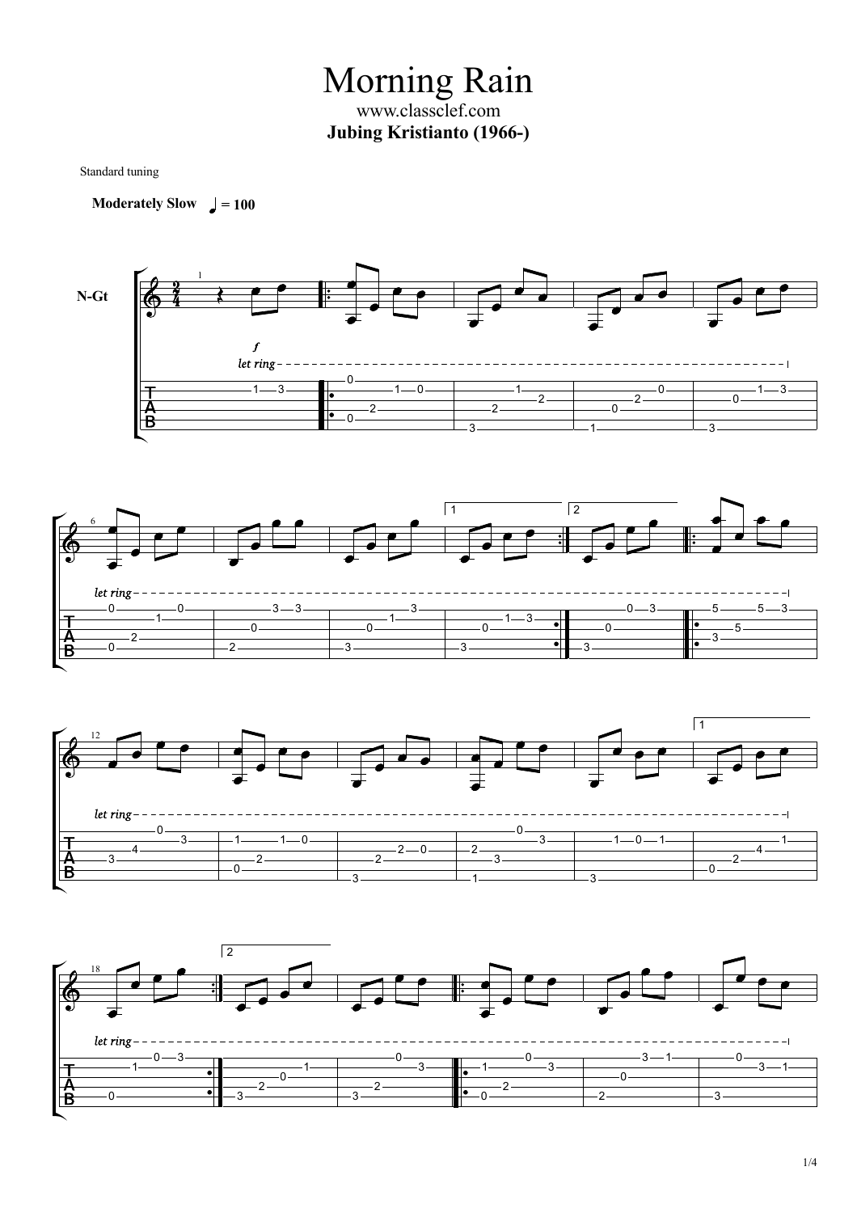# Morning Rain

www.classclef.com

**Jubing Kristianto (1966-)**

Standard tuning

**Moderately Slow** ♩ = 100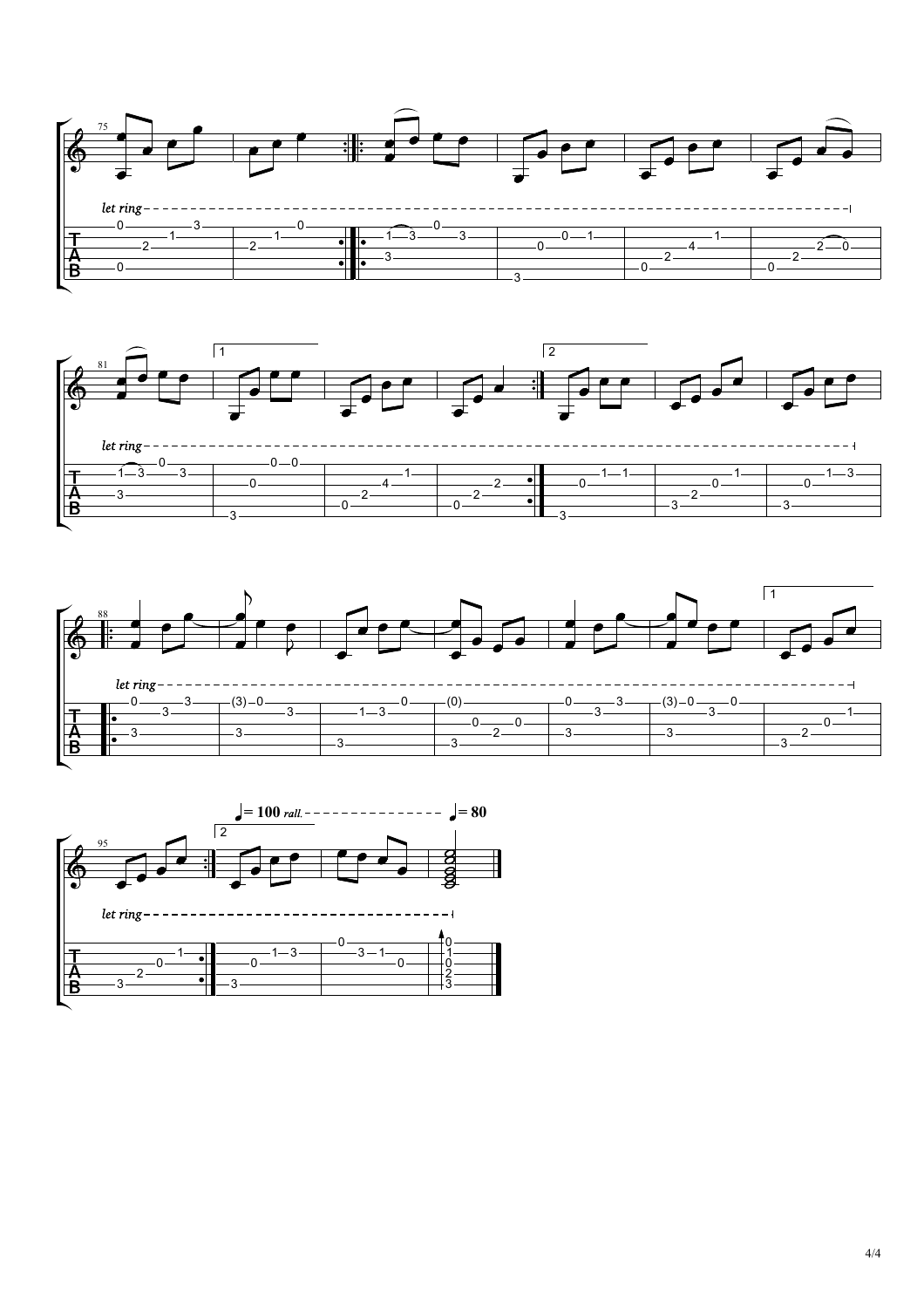let ring

let ring

let ring

♩= 100 rall. ♩= 80

let ring